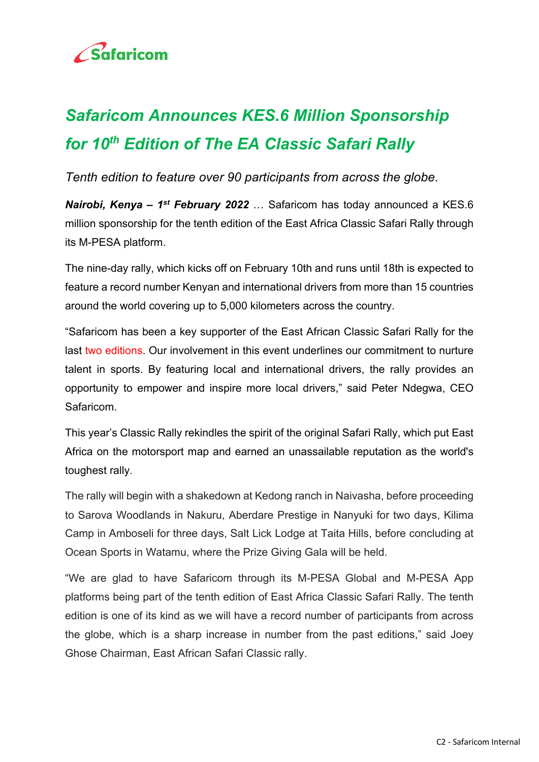# *Safaricom Announces KES.6 Million Sponsorship for 10th Edition of The EA Classic Safari Rally*

*Tenth edition to feature over 90 participants from across the globe.*

***Nairobi, Kenya – 1st February 2022*** … Safaricom has today announced a KES.6 million sponsorship for the tenth edition of the East Africa Classic Safari Rally through its M-PESA platform.

The nine-day rally, which kicks off on February 10th and runs until 18th is expected to feature a record number Kenyan and international drivers from more than 15 countries around the world covering up to 5,000 kilometers across the country.

"Safaricom has been a key supporter of the East African Classic Safari Rally for the last two editions. Our involvement in this event underlines our commitment to nurture talent in sports. By featuring local and international drivers, the rally provides an opportunity to empower and inspire more local drivers," said Peter Ndegwa, CEO Safaricom.

This year's Classic Rally rekindles the spirit of the original Safari Rally, which put East Africa on the motorsport map and earned an unassailable reputation as the world's toughest rally.

The rally will begin with a shakedown at Kedong ranch in Naivasha, before proceeding to Sarova Woodlands in Nakuru, Aberdare Prestige in Nanyuki for two days, Kilima Camp in Amboseli for three days, Salt Lick Lodge at Taita Hills, before concluding at Ocean Sports in Watamu, where the Prize Giving Gala will be held.

"We are glad to have Safaricom through its M-PESA Global and M-PESA App platforms being part of the tenth edition of East Africa Classic Safari Rally. The tenth edition is one of its kind as we will have a record number of participants from across the globe, which is a sharp increase in number from the past editions," said Joey Ghose Chairman, East African Safari Classic rally.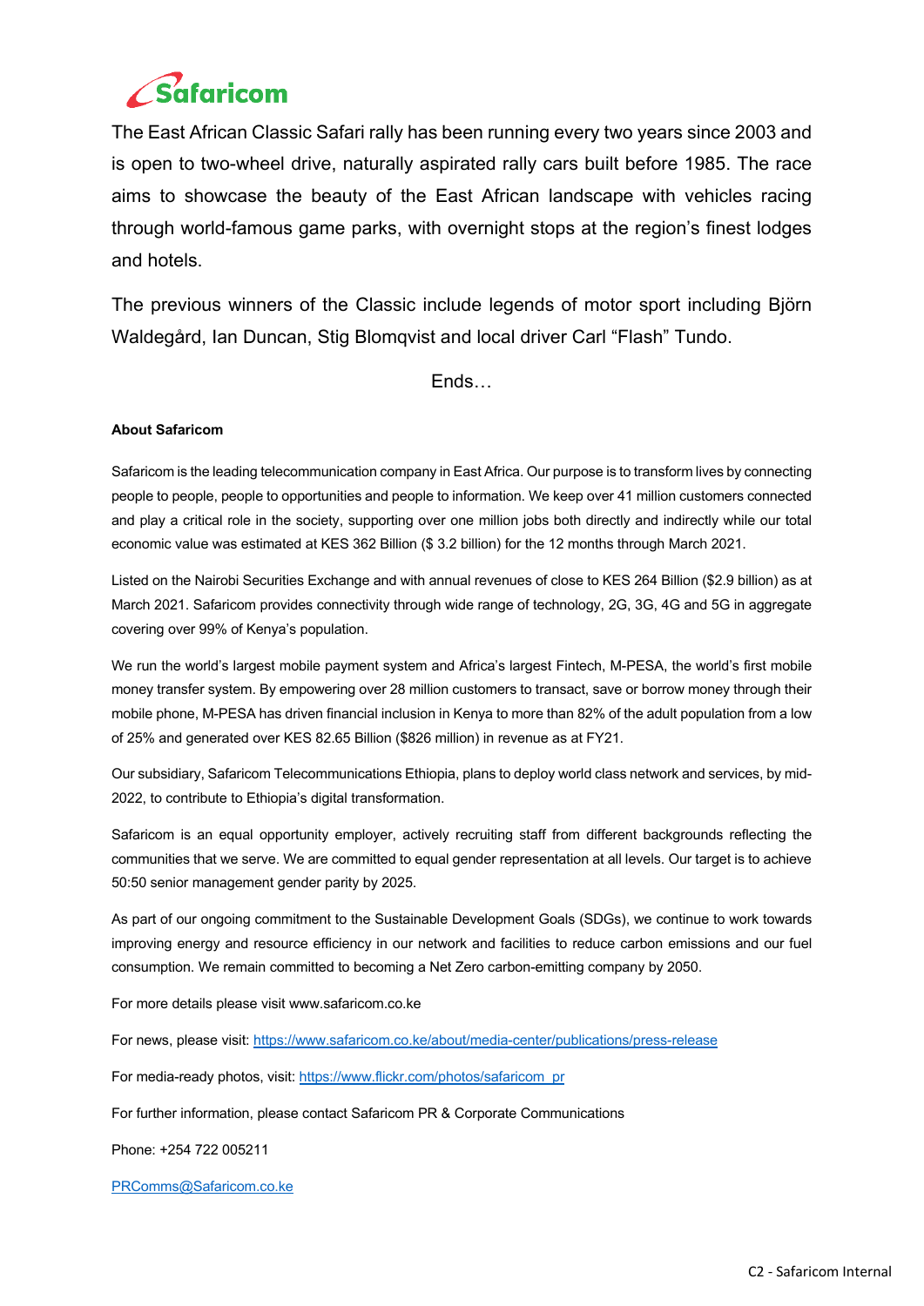The East African Classic Safari rally has been running every two years since 2003 and is open to two-wheel drive, naturally aspirated rally cars built before 1985. The race aims to showcase the beauty of the East African landscape with vehicles racing through world-famous game parks, with overnight stops at the region's finest lodges and hotels.

The previous winners of the Classic include legends of motor sport including Björn Waldegård, Ian Duncan, Stig Blomqvist and local driver Carl "Flash" Tundo.

Ends…

**About Safaricom**

Safaricom is the leading telecommunication company in East Africa. Our purpose is to transform lives by connecting people to people, people to opportunities and people to information. We keep over 41 million customers connected and play a critical role in the society, supporting over one million jobs both directly and indirectly while our total economic value was estimated at KES 362 Billion ($ 3.2 billion) for the 12 months through March 2021.

Listed on the Nairobi Securities Exchange and with annual revenues of close to KES 264 Billion ($2.9 billion) as at March 2021. Safaricom provides connectivity through wide range of technology, 2G, 3G, 4G and 5G in aggregate covering over 99% of Kenya's population.

We run the world's largest mobile payment system and Africa's largest Fintech, M-PESA, the world's first mobile money transfer system. By empowering over 28 million customers to transact, save or borrow money through their mobile phone, M-PESA has driven financial inclusion in Kenya to more than 82% of the adult population from a low of 25% and generated over KES 82.65 Billion ($826 million) in revenue as at FY21.

Our subsidiary, Safaricom Telecommunications Ethiopia, plans to deploy world class network and services, by mid-2022, to contribute to Ethiopia's digital transformation.

Safaricom is an equal opportunity employer, actively recruiting staff from different backgrounds reflecting the communities that we serve. We are committed to equal gender representation at all levels. Our target is to achieve 50:50 senior management gender parity by 2025.

As part of our ongoing commitment to the Sustainable Development Goals (SDGs), we continue to work towards improving energy and resource efficiency in our network and facilities to reduce carbon emissions and our fuel consumption. We remain committed to becoming a Net Zero carbon-emitting company by 2050.

For more details please visit www.safaricom.co.ke

For news, please visit: https://www.safaricom.co.ke/about/media-center/publications/press-release

For media-ready photos, visit: https://www.flickr.com/photos/safaricom_pr

For further information, please contact Safaricom PR & Corporate Communications

Phone: +254 722 005211

PRComms@Safaricom.co.ke